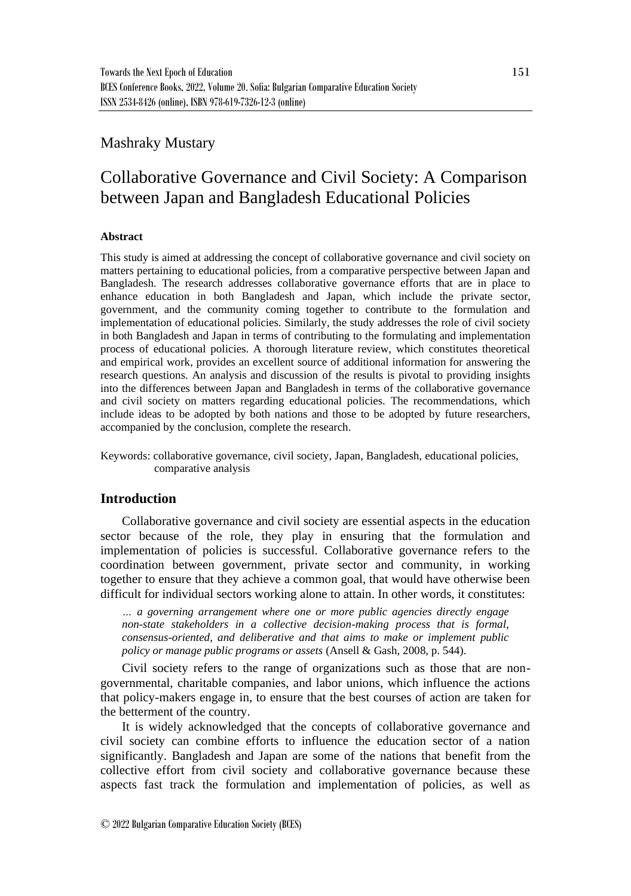Mashraky Mustary

# Collaborative Governance and Civil Society: A Comparison between Japan and Bangladesh Educational Policies

### Abstract

This study is aimed at addressing the concept of collaborative governance and civil society on matters pertaining to educational policies, from a comparative perspective between Japan and Bangladesh. The research addresses collaborative governance efforts that are in place to enhance education in both Bangladesh and Japan, which include the private sector, government, and the community coming together to contribute to the formulation and implementation of educational policies. Similarly, the study addresses the role of civil society in both Bangladesh and Japan in terms of contributing to the formulating and implementation process of educational policies. A thorough literature review, which constitutes theoretical and empirical work, provides an excellent source of additional information for answering the research questions. An analysis and discussion of the results is pivotal to providing insights into the differences between Japan and Bangladesh in terms of the collaborative governance and civil society on matters regarding educational policies. The recommendations, which include ideas to be adopted by both nations and those to be adopted by future researchers, accompanied by the conclusion, complete the research.

Keywords: collaborative governance, civil society, Japan, Bangladesh, educational policies, comparative analysis

## Introduction

Collaborative governance and civil society are essential aspects in the education sector because of the role, they play in ensuring that the formulation and implementation of policies is successful. Collaborative governance refers to the coordination between government, private sector and community, in working together to ensure that they achieve a common goal, that would have otherwise been difficult for individual sectors working alone to attain. In other words, it constitutes:

> *… a governing arrangement where one or more public agencies directly engage non-state stakeholders in a collective decision-making process that is formal, consensus-oriented, and deliberative and that aims to make or implement public policy or manage public programs or assets* (Ansell & Gash, 2008, p. 544).

Civil society refers to the range of organizations such as those that are non-governmental, charitable companies, and labor unions, which influence the actions that policy-makers engage in, to ensure that the best courses of action are taken for the betterment of the country.

It is widely acknowledged that the concepts of collaborative governance and civil society can combine efforts to influence the education sector of a nation significantly. Bangladesh and Japan are some of the nations that benefit from the collective effort from civil society and collaborative governance because these aspects fast track the formulation and implementation of policies, as well as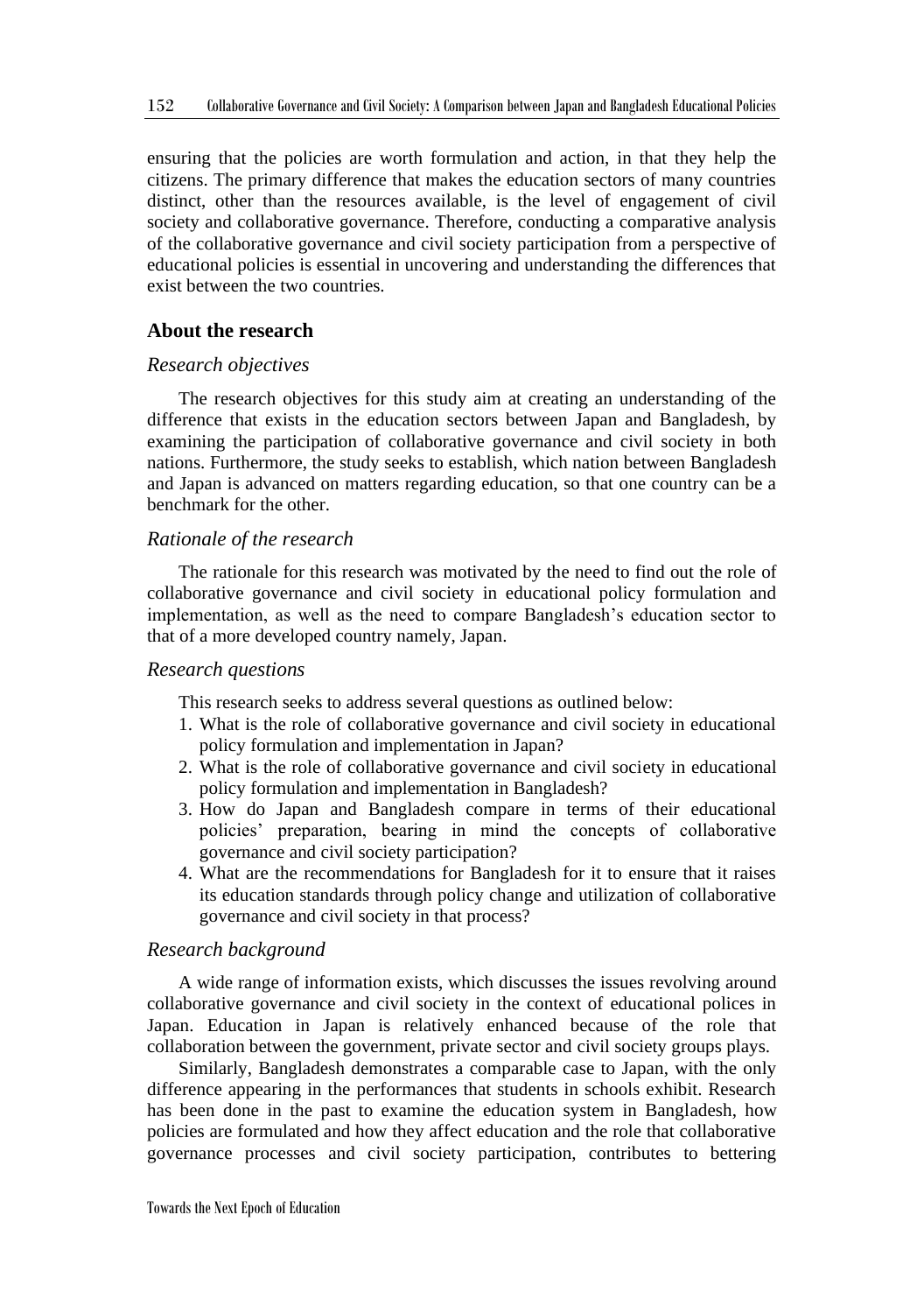ensuring that the policies are worth formulation and action, in that they help the citizens. The primary difference that makes the education sectors of many countries distinct, other than the resources available, is the level of engagement of civil society and collaborative governance. Therefore, conducting a comparative analysis of the collaborative governance and civil society participation from a perspective of educational policies is essential in uncovering and understanding the differences that exist between the two countries.

## About the research

### *Research objectives*

The research objectives for this study aim at creating an understanding of the difference that exists in the education sectors between Japan and Bangladesh, by examining the participation of collaborative governance and civil society in both nations. Furthermore, the study seeks to establish, which nation between Bangladesh and Japan is advanced on matters regarding education, so that one country can be a benchmark for the other.

### *Rationale of the research*

The rationale for this research was motivated by the need to find out the role of collaborative governance and civil society in educational policy formulation and implementation, as well as the need to compare Bangladesh's education sector to that of a more developed country namely, Japan.

### *Research questions*

This research seeks to address several questions as outlined below:

1. What is the role of collaborative governance and civil society in educational policy formulation and implementation in Japan?
2. What is the role of collaborative governance and civil society in educational policy formulation and implementation in Bangladesh?
3. How do Japan and Bangladesh compare in terms of their educational policies' preparation, bearing in mind the concepts of collaborative governance and civil society participation?
4. What are the recommendations for Bangladesh for it to ensure that it raises its education standards through policy change and utilization of collaborative governance and civil society in that process?

### *Research background*

A wide range of information exists, which discusses the issues revolving around collaborative governance and civil society in the context of educational polices in Japan. Education in Japan is relatively enhanced because of the role that collaboration between the government, private sector and civil society groups plays.

Similarly, Bangladesh demonstrates a comparable case to Japan, with the only difference appearing in the performances that students in schools exhibit. Research has been done in the past to examine the education system in Bangladesh, how policies are formulated and how they affect education and the role that collaborative governance processes and civil society participation, contributes to bettering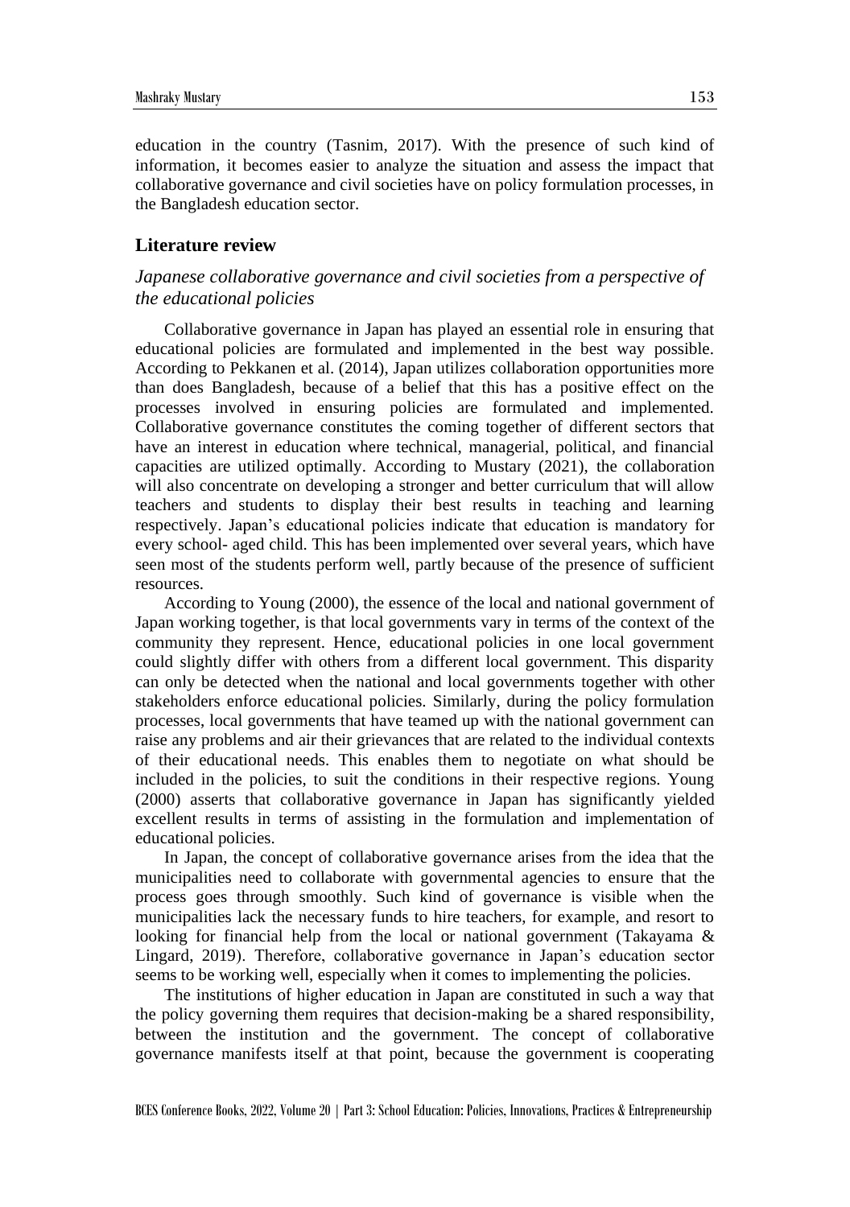education in the country (Tasnim, 2017). With the presence of such kind of information, it becomes easier to analyze the situation and assess the impact that collaborative governance and civil societies have on policy formulation processes, in the Bangladesh education sector.

## Literature review

### *Japanese collaborative governance and civil societies from a perspective of the educational policies*

Collaborative governance in Japan has played an essential role in ensuring that educational policies are formulated and implemented in the best way possible. According to Pekkanen et al. (2014), Japan utilizes collaboration opportunities more than does Bangladesh, because of a belief that this has a positive effect on the processes involved in ensuring policies are formulated and implemented. Collaborative governance constitutes the coming together of different sectors that have an interest in education where technical, managerial, political, and financial capacities are utilized optimally. According to Mustary (2021), the collaboration will also concentrate on developing a stronger and better curriculum that will allow teachers and students to display their best results in teaching and learning respectively. Japan's educational policies indicate that education is mandatory for every school- aged child. This has been implemented over several years, which have seen most of the students perform well, partly because of the presence of sufficient resources.

According to Young (2000), the essence of the local and national government of Japan working together, is that local governments vary in terms of the context of the community they represent. Hence, educational policies in one local government could slightly differ with others from a different local government. This disparity can only be detected when the national and local governments together with other stakeholders enforce educational policies. Similarly, during the policy formulation processes, local governments that have teamed up with the national government can raise any problems and air their grievances that are related to the individual contexts of their educational needs. This enables them to negotiate on what should be included in the policies, to suit the conditions in their respective regions. Young (2000) asserts that collaborative governance in Japan has significantly yielded excellent results in terms of assisting in the formulation and implementation of educational policies.

In Japan, the concept of collaborative governance arises from the idea that the municipalities need to collaborate with governmental agencies to ensure that the process goes through smoothly. Such kind of governance is visible when the municipalities lack the necessary funds to hire teachers, for example, and resort to looking for financial help from the local or national government (Takayama & Lingard, 2019). Therefore, collaborative governance in Japan's education sector seems to be working well, especially when it comes to implementing the policies.

The institutions of higher education in Japan are constituted in such a way that the policy governing them requires that decision-making be a shared responsibility, between the institution and the government. The concept of collaborative governance manifests itself at that point, because the government is cooperating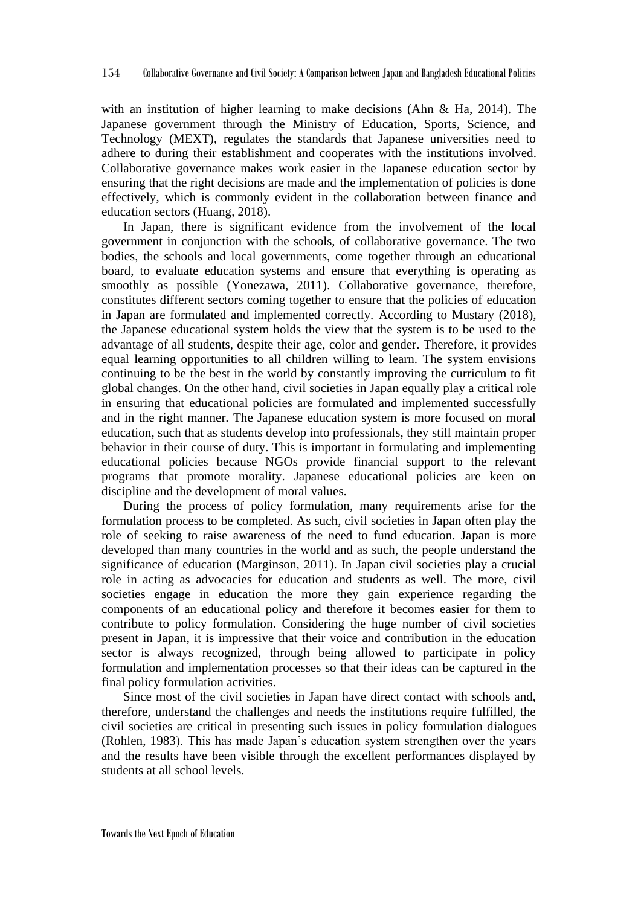with an institution of higher learning to make decisions (Ahn & Ha, 2014). The Japanese government through the Ministry of Education, Sports, Science, and Technology (MEXT), regulates the standards that Japanese universities need to adhere to during their establishment and cooperates with the institutions involved. Collaborative governance makes work easier in the Japanese education sector by ensuring that the right decisions are made and the implementation of policies is done effectively, which is commonly evident in the collaboration between finance and education sectors (Huang, 2018).

In Japan, there is significant evidence from the involvement of the local government in conjunction with the schools, of collaborative governance. The two bodies, the schools and local governments, come together through an educational board, to evaluate education systems and ensure that everything is operating as smoothly as possible (Yonezawa, 2011). Collaborative governance, therefore, constitutes different sectors coming together to ensure that the policies of education in Japan are formulated and implemented correctly. According to Mustary (2018), the Japanese educational system holds the view that the system is to be used to the advantage of all students, despite their age, color and gender. Therefore, it provides equal learning opportunities to all children willing to learn. The system envisions continuing to be the best in the world by constantly improving the curriculum to fit global changes. On the other hand, civil societies in Japan equally play a critical role in ensuring that educational policies are formulated and implemented successfully and in the right manner. The Japanese education system is more focused on moral education, such that as students develop into professionals, they still maintain proper behavior in their course of duty. This is important in formulating and implementing educational policies because NGOs provide financial support to the relevant programs that promote morality. Japanese educational policies are keen on discipline and the development of moral values.

During the process of policy formulation, many requirements arise for the formulation process to be completed. As such, civil societies in Japan often play the role of seeking to raise awareness of the need to fund education. Japan is more developed than many countries in the world and as such, the people understand the significance of education (Marginson, 2011). In Japan civil societies play a crucial role in acting as advocacies for education and students as well. The more, civil societies engage in education the more they gain experience regarding the components of an educational policy and therefore it becomes easier for them to contribute to policy formulation. Considering the huge number of civil societies present in Japan, it is impressive that their voice and contribution in the education sector is always recognized, through being allowed to participate in policy formulation and implementation processes so that their ideas can be captured in the final policy formulation activities.

Since most of the civil societies in Japan have direct contact with schools and, therefore, understand the challenges and needs the institutions require fulfilled, the civil societies are critical in presenting such issues in policy formulation dialogues (Rohlen, 1983). This has made Japan's education system strengthen over the years and the results have been visible through the excellent performances displayed by students at all school levels.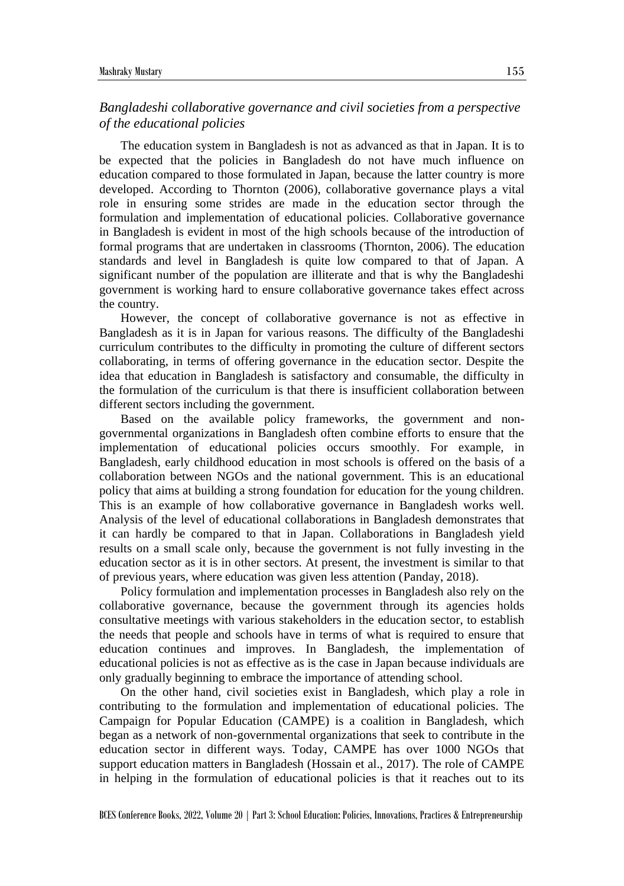### *Bangladeshi collaborative governance and civil societies from a perspective of the educational policies*

The education system in Bangladesh is not as advanced as that in Japan. It is to be expected that the policies in Bangladesh do not have much influence on education compared to those formulated in Japan, because the latter country is more developed. According to Thornton (2006), collaborative governance plays a vital role in ensuring some strides are made in the education sector through the formulation and implementation of educational policies. Collaborative governance in Bangladesh is evident in most of the high schools because of the introduction of formal programs that are undertaken in classrooms (Thornton, 2006). The education standards and level in Bangladesh is quite low compared to that of Japan. A significant number of the population are illiterate and that is why the Bangladeshi government is working hard to ensure collaborative governance takes effect across the country.

However, the concept of collaborative governance is not as effective in Bangladesh as it is in Japan for various reasons. The difficulty of the Bangladeshi curriculum contributes to the difficulty in promoting the culture of different sectors collaborating, in terms of offering governance in the education sector. Despite the idea that education in Bangladesh is satisfactory and consumable, the difficulty in the formulation of the curriculum is that there is insufficient collaboration between different sectors including the government.

Based on the available policy frameworks, the government and non-governmental organizations in Bangladesh often combine efforts to ensure that the implementation of educational policies occurs smoothly. For example, in Bangladesh, early childhood education in most schools is offered on the basis of a collaboration between NGOs and the national government. This is an educational policy that aims at building a strong foundation for education for the young children. This is an example of how collaborative governance in Bangladesh works well. Analysis of the level of educational collaborations in Bangladesh demonstrates that it can hardly be compared to that in Japan. Collaborations in Bangladesh yield results on a small scale only, because the government is not fully investing in the education sector as it is in other sectors. At present, the investment is similar to that of previous years, where education was given less attention (Panday, 2018).

Policy formulation and implementation processes in Bangladesh also rely on the collaborative governance, because the government through its agencies holds consultative meetings with various stakeholders in the education sector, to establish the needs that people and schools have in terms of what is required to ensure that education continues and improves. In Bangladesh, the implementation of educational policies is not as effective as is the case in Japan because individuals are only gradually beginning to embrace the importance of attending school.

On the other hand, civil societies exist in Bangladesh, which play a role in contributing to the formulation and implementation of educational policies. The Campaign for Popular Education (CAMPE) is a coalition in Bangladesh, which began as a network of non-governmental organizations that seek to contribute in the education sector in different ways. Today, CAMPE has over 1000 NGOs that support education matters in Bangladesh (Hossain et al., 2017). The role of CAMPE in helping in the formulation of educational policies is that it reaches out to its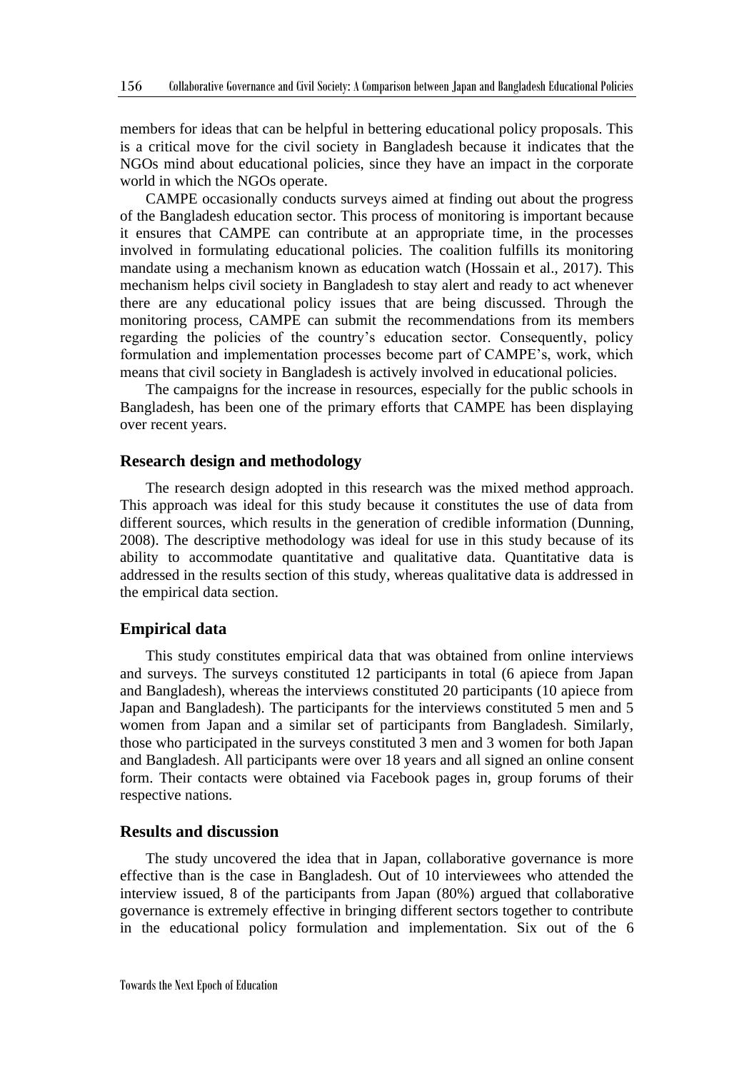members for ideas that can be helpful in bettering educational policy proposals. This is a critical move for the civil society in Bangladesh because it indicates that the NGOs mind about educational policies, since they have an impact in the corporate world in which the NGOs operate.

CAMPE occasionally conducts surveys aimed at finding out about the progress of the Bangladesh education sector. This process of monitoring is important because it ensures that CAMPE can contribute at an appropriate time, in the processes involved in formulating educational policies. The coalition fulfills its monitoring mandate using a mechanism known as education watch (Hossain et al., 2017). This mechanism helps civil society in Bangladesh to stay alert and ready to act whenever there are any educational policy issues that are being discussed. Through the monitoring process, CAMPE can submit the recommendations from its members regarding the policies of the country's education sector. Consequently, policy formulation and implementation processes become part of CAMPE's, work, which means that civil society in Bangladesh is actively involved in educational policies.

The campaigns for the increase in resources, especially for the public schools in Bangladesh, has been one of the primary efforts that CAMPE has been displaying over recent years.

## Research design and methodology

The research design adopted in this research was the mixed method approach. This approach was ideal for this study because it constitutes the use of data from different sources, which results in the generation of credible information (Dunning, 2008). The descriptive methodology was ideal for use in this study because of its ability to accommodate quantitative and qualitative data. Quantitative data is addressed in the results section of this study, whereas qualitative data is addressed in the empirical data section.

## Empirical data

This study constitutes empirical data that was obtained from online interviews and surveys. The surveys constituted 12 participants in total (6 apiece from Japan and Bangladesh), whereas the interviews constituted 20 participants (10 apiece from Japan and Bangladesh). The participants for the interviews constituted 5 men and 5 women from Japan and a similar set of participants from Bangladesh. Similarly, those who participated in the surveys constituted 3 men and 3 women for both Japan and Bangladesh. All participants were over 18 years and all signed an online consent form. Their contacts were obtained via Facebook pages in, group forums of their respective nations.

## Results and discussion

The study uncovered the idea that in Japan, collaborative governance is more effective than is the case in Bangladesh. Out of 10 interviewees who attended the interview issued, 8 of the participants from Japan (80%) argued that collaborative governance is extremely effective in bringing different sectors together to contribute in the educational policy formulation and implementation. Six out of the 6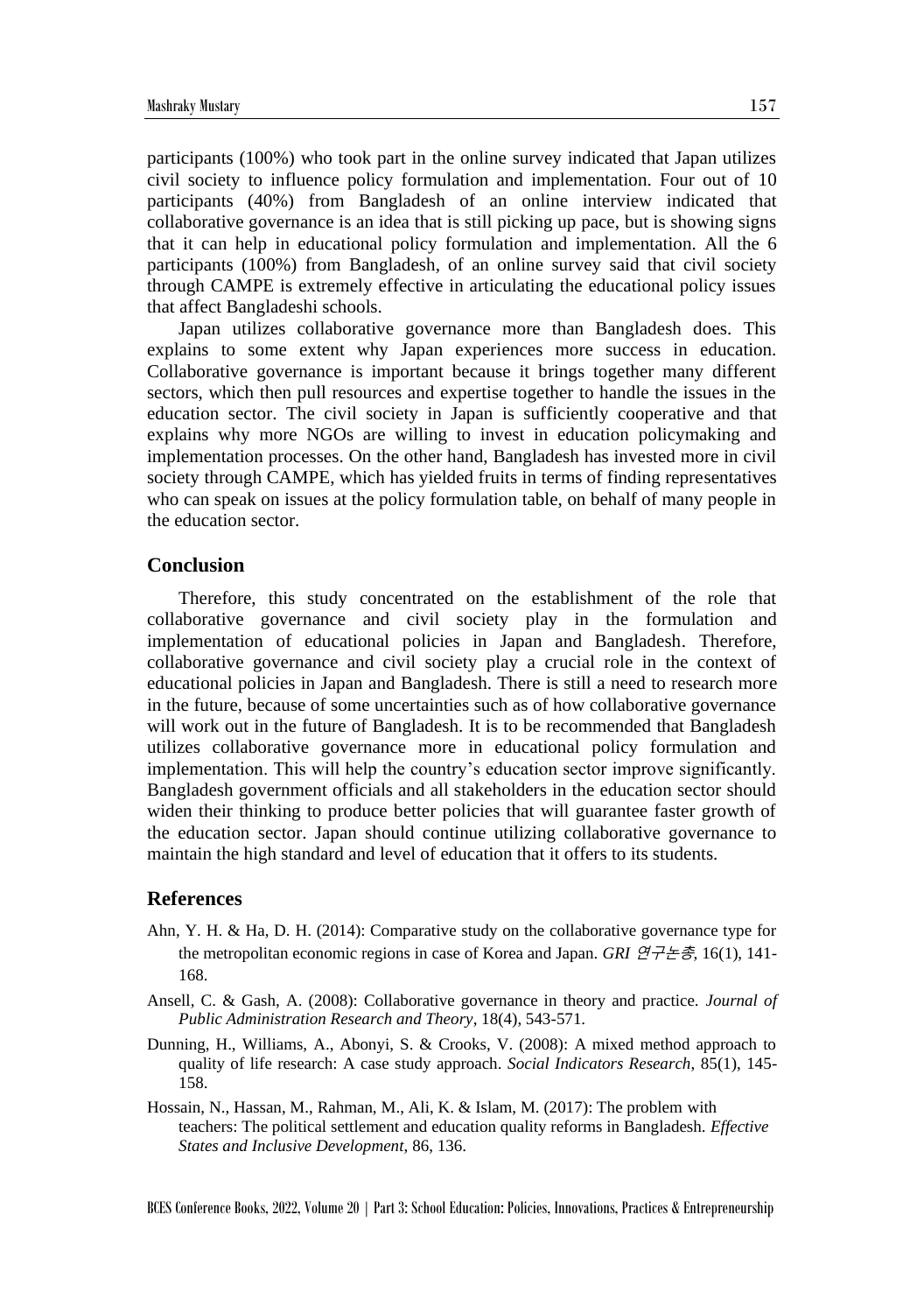participants (100%) who took part in the online survey indicated that Japan utilizes civil society to influence policy formulation and implementation. Four out of 10 participants (40%) from Bangladesh of an online interview indicated that collaborative governance is an idea that is still picking up pace, but is showing signs that it can help in educational policy formulation and implementation. All the 6 participants (100%) from Bangladesh, of an online survey said that civil society through CAMPE is extremely effective in articulating the educational policy issues that affect Bangladeshi schools.

Japan utilizes collaborative governance more than Bangladesh does. This explains to some extent why Japan experiences more success in education. Collaborative governance is important because it brings together many different sectors, which then pull resources and expertise together to handle the issues in the education sector. The civil society in Japan is sufficiently cooperative and that explains why more NGOs are willing to invest in education policymaking and implementation processes. On the other hand, Bangladesh has invested more in civil society through CAMPE, which has yielded fruits in terms of finding representatives who can speak on issues at the policy formulation table, on behalf of many people in the education sector.

## Conclusion

Therefore, this study concentrated on the establishment of the role that collaborative governance and civil society play in the formulation and implementation of educational policies in Japan and Bangladesh. Therefore, collaborative governance and civil society play a crucial role in the context of educational policies in Japan and Bangladesh. There is still a need to research more in the future, because of some uncertainties such as of how collaborative governance will work out in the future of Bangladesh. It is to be recommended that Bangladesh utilizes collaborative governance more in educational policy formulation and implementation. This will help the country's education sector improve significantly. Bangladesh government officials and all stakeholders in the education sector should widen their thinking to produce better policies that will guarantee faster growth of the education sector. Japan should continue utilizing collaborative governance to maintain the high standard and level of education that it offers to its students.

## References

Ahn, Y. H. & Ha, D. H. (2014): Comparative study on the collaborative governance type for the metropolitan economic regions in case of Korea and Japan. *GRI 연구논총*, 16(1), 141-168.

Ansell, C. & Gash, A. (2008): Collaborative governance in theory and practice. *Journal of Public Administration Research and Theory*, 18(4), 543-571.

Dunning, H., Williams, A., Abonyi, S. & Crooks, V. (2008): A mixed method approach to quality of life research: A case study approach. *Social Indicators Research*, 85(1), 145-158.

Hossain, N., Hassan, M., Rahman, M., Ali, K. & Islam, M. (2017): The problem with teachers: The political settlement and education quality reforms in Bangladesh. *Effective States and Inclusive Development*, 86, 136.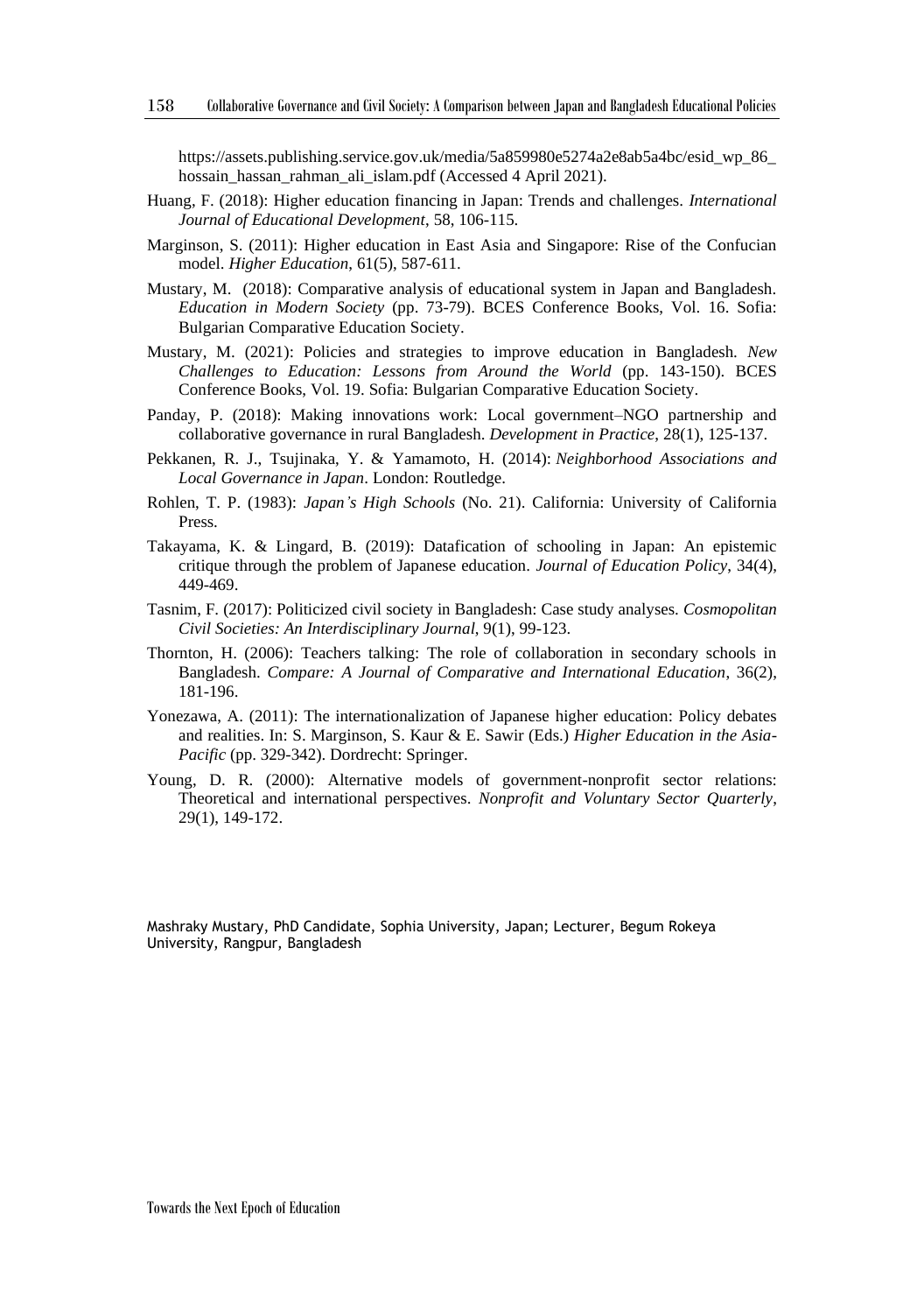https://assets.publishing.service.gov.uk/media/5a859980e5274a2e8ab5a4bc/esid_wp_86_hossain_hassan_rahman_ali_islam.pdf (Accessed 4 April 2021).

Huang, F. (2018): Higher education financing in Japan: Trends and challenges. *International Journal of Educational Development*, 58, 106-115.

Marginson, S. (2011): Higher education in East Asia and Singapore: Rise of the Confucian model. *Higher Education*, 61(5), 587-611.

Mustary, M. (2018): Comparative analysis of educational system in Japan and Bangladesh. *Education in Modern Society* (pp. 73-79). BCES Conference Books, Vol. 16. Sofia: Bulgarian Comparative Education Society.

Mustary, M. (2021): Policies and strategies to improve education in Bangladesh. *New Challenges to Education: Lessons from Around the World* (pp. 143-150). BCES Conference Books, Vol. 19. Sofia: Bulgarian Comparative Education Society.

Panday, P. (2018): Making innovations work: Local government–NGO partnership and collaborative governance in rural Bangladesh. *Development in Practice*, 28(1), 125-137.

Pekkanen, R. J., Tsujinaka, Y. & Yamamoto, H. (2014): *Neighborhood Associations and Local Governance in Japan*. London: Routledge.

Rohlen, T. P. (1983): *Japan's High Schools* (No. 21). California: University of California Press.

Takayama, K. & Lingard, B. (2019): Datafication of schooling in Japan: An epistemic critique through the problem of Japanese education. *Journal of Education Policy*, 34(4), 449-469.

Tasnim, F. (2017): Politicized civil society in Bangladesh: Case study analyses. *Cosmopolitan Civil Societies: An Interdisciplinary Journal*, 9(1), 99-123.

Thornton, H. (2006): Teachers talking: The role of collaboration in secondary schools in Bangladesh. *Compare: A Journal of Comparative and International Education*, 36(2), 181-196.

Yonezawa, A. (2011): The internationalization of Japanese higher education: Policy debates and realities. In: S. Marginson, S. Kaur & E. Sawir (Eds.) *Higher Education in the Asia-Pacific* (pp. 329-342). Dordrecht: Springer.

Young, D. R. (2000): Alternative models of government-nonprofit sector relations: Theoretical and international perspectives. *Nonprofit and Voluntary Sector Quarterly*, 29(1), 149-172.

Mashraky Mustary, PhD Candidate, Sophia University, Japan; Lecturer, Begum Rokeya University, Rangpur, Bangladesh